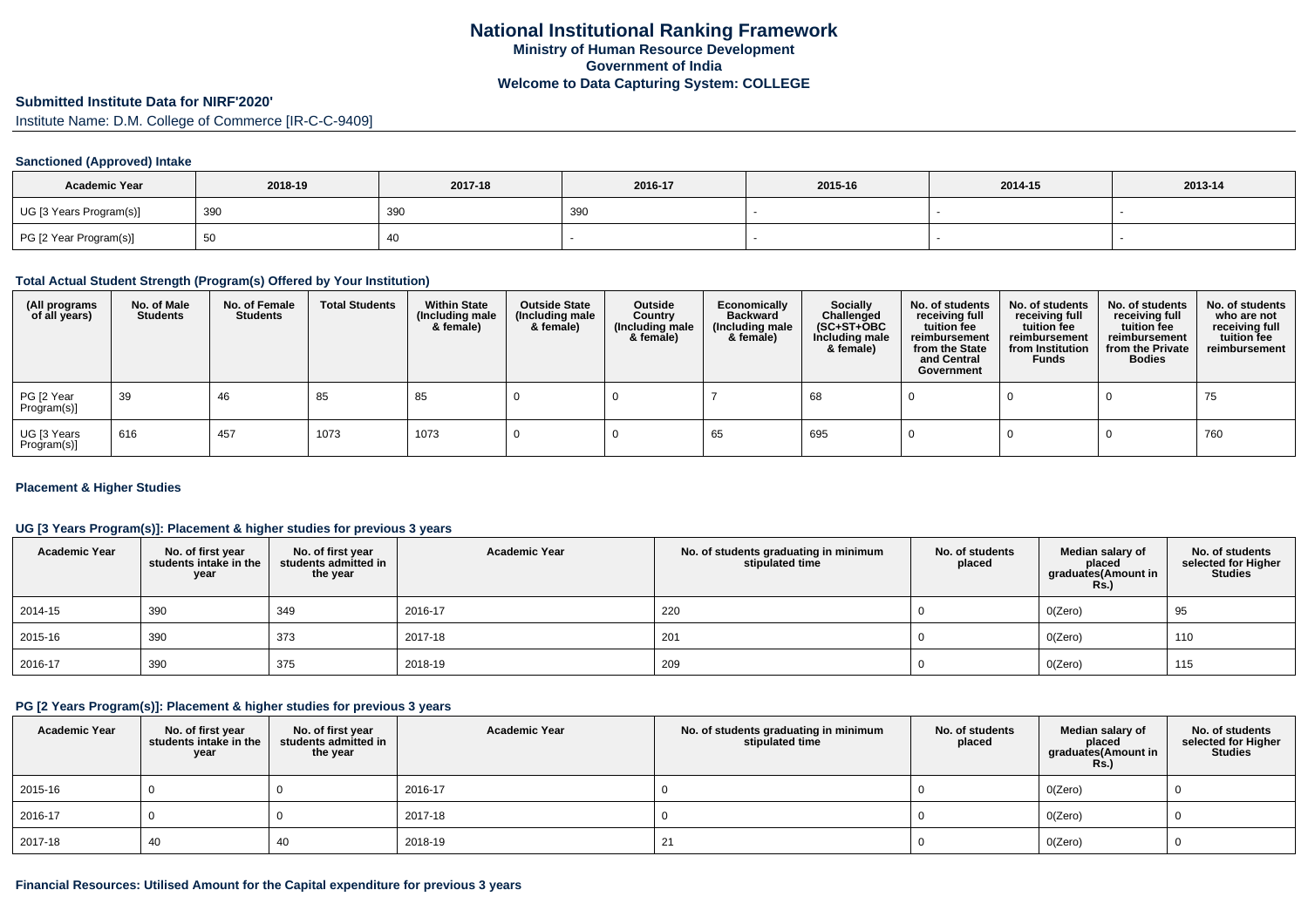# National Institutional Ranking Framework
## Ministry of Human Resource Development
## Government of India
## Welcome to Data Capturing System: COLLEGE

### Submitted Institute Data for NIRF'2020'

Institute Name: D.M. College of Commerce [IR-C-C-9409]

#### Sanctioned (Approved) Intake

| Academic Year | 2018-19 | 2017-18 | 2016-17 | 2015-16 | 2014-15 | 2013-14 |
|---|---|---|---|---|---|---|
| UG [3 Years Program(s)] | 390 | 390 | 390 | - | - | - |
| PG [2 Year Program(s)] | 50 | 40 | - | - | - | - |

#### Total Actual Student Strength (Program(s) Offered by Your Institution)

| (All programs of all years) | No. of Male Students | No. of Female Students | Total Students | Within State (Including male & female) | Outside State (Including male & female) | Outside Country (Including male & female) | Economically Backward (Including male & female) | Socially Challenged (SC+ST+OBC Including male & female) | No. of students receiving full tuition fee reimbursement from the State and Central Government | No. of students receiving full tuition fee reimbursement from Institution Funds | No. of students receiving full tuition fee reimbursement from the Private Bodies | No. of students who are not receiving full tuition fee reimbursement |
|---|---|---|---|---|---|---|---|---|---|---|---|---|
| PG [2 Year Program(s)] | 39 | 46 | 85 | 85 | 0 | 0 | 7 | 68 | 0 | 0 | 0 | 75 |
| UG [3 Years Program(s)] | 616 | 457 | 1073 | 1073 | 0 | 0 | 65 | 695 | 0 | 0 | 0 | 760 |

#### Placement & Higher Studies

#### UG [3 Years Program(s)]: Placement & higher studies for previous 3 years

| Academic Year | No. of first year students intake in the year | No. of first year students admitted in the year | Academic Year | No. of students graduating in minimum stipulated time | No. of students placed | Median salary of placed graduates(Amount in Rs.) | No. of students selected for Higher Studies |
|---|---|---|---|---|---|---|---|
| 2014-15 | 390 | 349 | 2016-17 | 220 | 0 | 0(Zero) | 95 |
| 2015-16 | 390 | 373 | 2017-18 | 201 | 0 | 0(Zero) | 110 |
| 2016-17 | 390 | 375 | 2018-19 | 209 | 0 | 0(Zero) | 115 |

#### PG [2 Years Program(s)]: Placement & higher studies for previous 3 years

| Academic Year | No. of first year students intake in the year | No. of first year students admitted in the year | Academic Year | No. of students graduating in minimum stipulated time | No. of students placed | Median salary of placed graduates(Amount in Rs.) | No. of students selected for Higher Studies |
|---|---|---|---|---|---|---|---|
| 2015-16 | 0 | 0 | 2016-17 | 0 | 0 | 0(Zero) | 0 |
| 2016-17 | 0 | 0 | 2017-18 | 0 | 0 | 0(Zero) | 0 |
| 2017-18 | 40 | 40 | 2018-19 | 21 | 0 | 0(Zero) | 0 |

#### Financial Resources: Utilised Amount for the Capital expenditure for previous 3 years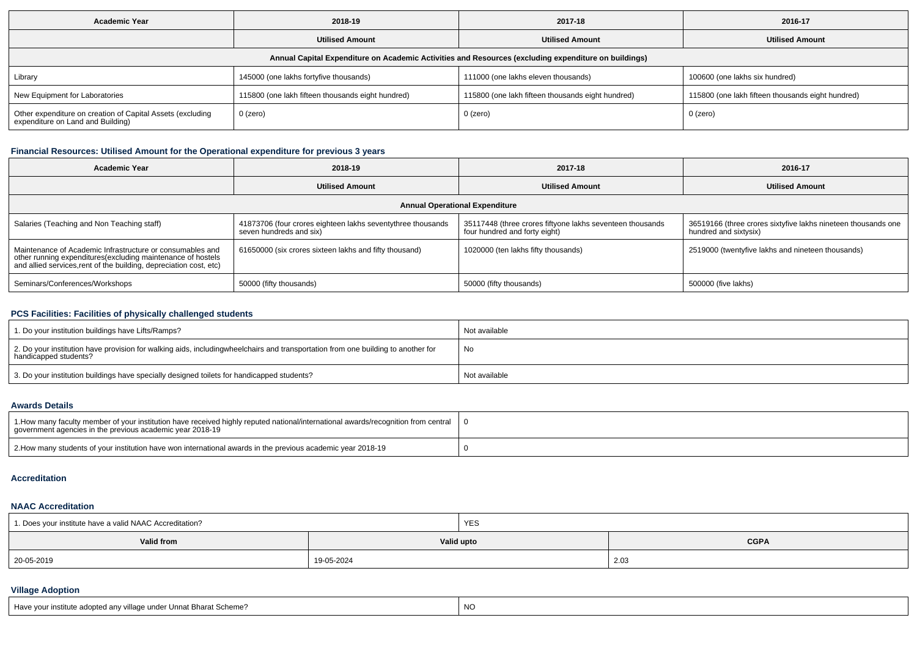| Academic Year | 2018-19 | 2017-18 | 2016-17 |
|---|---|---|---|
| | Utilised Amount | Utilised Amount | Utilised Amount |
| Annual Capital Expenditure on Academic Activities and Resources (excluding expenditure on buildings) | | | |
| Library | 145000 (one lakhs fortyfive thousands) | 111000 (one lakhs eleven thousands) | 100600 (one lakhs six hundred) |
| New Equipment for Laboratories | 115800 (one lakh fifteen thousands eight hundred) | 115800 (one lakh fifteen thousands eight hundred) | 115800 (one lakh fifteen thousands eight hundred) |
| Other expenditure on creation of Capital Assets (excluding expenditure on Land and Building) | 0 (zero) | 0 (zero) | 0 (zero) |

### Financial Resources: Utilised Amount for the Operational expenditure for previous 3 years

| Academic Year | 2018-19 | 2017-18 | 2016-17 |
|---|---|---|---|
| | Utilised Amount | Utilised Amount | Utilised Amount |
| Annual Operational Expenditure | | | |
| Salaries (Teaching and Non Teaching staff) | 41873706 (four crores eighteen lakhs seventythree thousands seven hundreds and six) | 35117448 (three crores fiftyone lakhs seventeen thousands four hundred and forty eight) | 36519166 (three crores sixtyfive lakhs nineteen thousands one hundred and sixtysix) |
| Maintenance of Academic Infrastructure or consumables and other running expenditures(excluding maintenance of hostels and allied services,rent of the building, depreciation cost, etc) | 61650000 (six crores sixteen lakhs and fifty thousand) | 1020000 (ten lakhs fifty thousands) | 2519000 (twentyfive lakhs and nineteen thousands) |
| Seminars/Conferences/Workshops | 50000 (fifty thousands) | 50000 (fifty thousands) | 500000 (five lakhs) |

### PCS Facilities: Facilities of physically challenged students

| | |
|---|---|
| 1. Do your institution buildings have Lifts/Ramps? | Not available |
| 2. Do your institution have provision for walking aids, includingwheelchairs and transportation from one building to another for handicapped students? | No |
| 3. Do your institution buildings have specially designed toilets for handicapped students? | Not available |

### Awards Details

| | |
|---|---|
| 1.How many faculty member of your institution have received highly reputed national/international awards/recognition from central government agencies in the previous academic year 2018-19 | 0 |
| 2.How many students of your institution have won international awards in the previous academic year 2018-19 | 0 |

### Accreditation

### NAAC Accreditation

| | | |
|---|---|---|
| 1. Does your institute have a valid NAAC Accreditation? | YES | |
| Valid from | Valid upto | CGPA |
| 20-05-2019 | 19-05-2024 | 2.03 |

### Village Adoption

| | |
|---|---|
| Have your institute adopted any village under Unnat Bharat Scheme? | NO |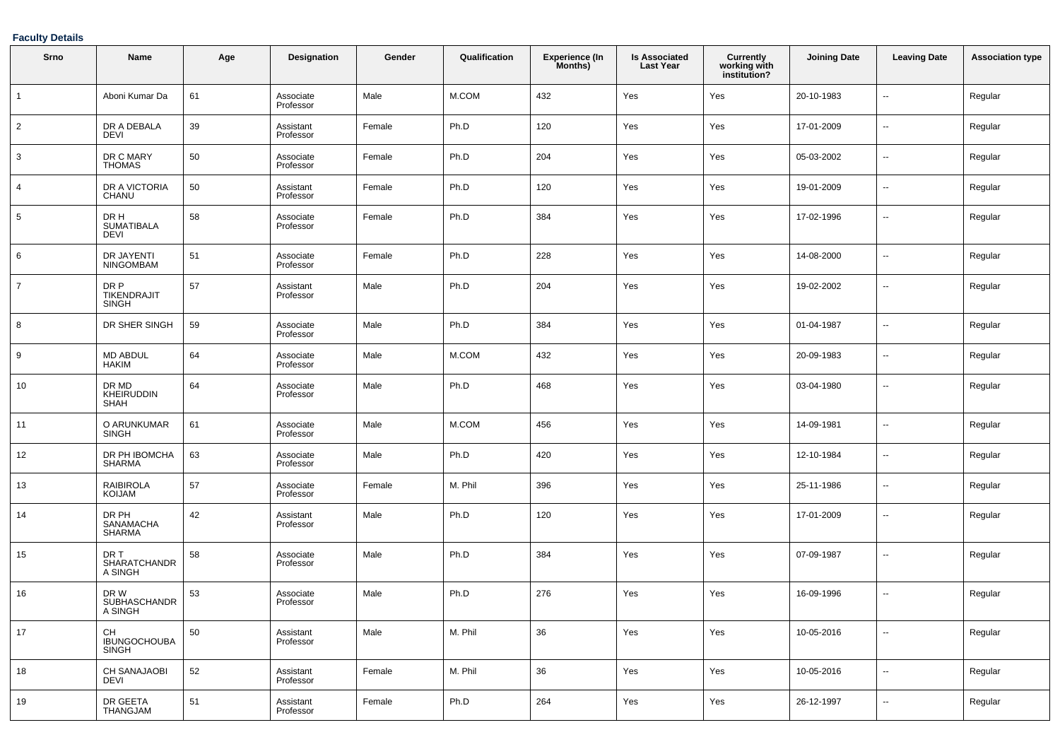**Faculty Details**

| Srno | Name | Age | Designation | Gender | Qualification | Experience (In Months) | Is Associated Last Year | Currently working with institution? | Joining Date | Leaving Date | Association type |
|---|---|---|---|---|---|---|---|---|---|---|---|
| 1 | Aboni Kumar Da | 61 | Associate Professor | Male | M.COM | 432 | Yes | Yes | 20-10-1983 | -- | Regular |
| 2 | DR A DEBALA DEVI | 39 | Assistant Professor | Female | Ph.D | 120 | Yes | Yes | 17-01-2009 | -- | Regular |
| 3 | DR C MARY THOMAS | 50 | Associate Professor | Female | Ph.D | 204 | Yes | Yes | 05-03-2002 | -- | Regular |
| 4 | DR A VICTORIA CHANU | 50 | Assistant Professor | Female | Ph.D | 120 | Yes | Yes | 19-01-2009 | -- | Regular |
| 5 | DR H SUMATIBALA DEVI | 58 | Associate Professor | Female | Ph.D | 384 | Yes | Yes | 17-02-1996 | -- | Regular |
| 6 | DR JAYENTI NINGOMBAM | 51 | Associate Professor | Female | Ph.D | 228 | Yes | Yes | 14-08-2000 | -- | Regular |
| 7 | DR P TIKENDRAJIT SINGH | 57 | Assistant Professor | Male | Ph.D | 204 | Yes | Yes | 19-02-2002 | -- | Regular |
| 8 | DR SHER SINGH | 59 | Associate Professor | Male | Ph.D | 384 | Yes | Yes | 01-04-1987 | -- | Regular |
| 9 | MD ABDUL HAKIM | 64 | Associate Professor | Male | M.COM | 432 | Yes | Yes | 20-09-1983 | -- | Regular |
| 10 | DR MD KHEIRUDDIN SHAH | 64 | Associate Professor | Male | Ph.D | 468 | Yes | Yes | 03-04-1980 | -- | Regular |
| 11 | O ARUNKUMAR SINGH | 61 | Associate Professor | Male | M.COM | 456 | Yes | Yes | 14-09-1981 | -- | Regular |
| 12 | DR PH IBOMCHA SHARMA | 63 | Associate Professor | Male | Ph.D | 420 | Yes | Yes | 12-10-1984 | -- | Regular |
| 13 | RAIBIROLA KOIJAM | 57 | Associate Professor | Female | M. Phil | 396 | Yes | Yes | 25-11-1986 | -- | Regular |
| 14 | DR PH SANAMACHA SHARMA | 42 | Assistant Professor | Male | Ph.D | 120 | Yes | Yes | 17-01-2009 | -- | Regular |
| 15 | DR T SHARATCHANDRA SINGH | 58 | Associate Professor | Male | Ph.D | 384 | Yes | Yes | 07-09-1987 | -- | Regular |
| 16 | DR W SUBHASCHANDRA SINGH | 53 | Associate Professor | Male | Ph.D | 276 | Yes | Yes | 16-09-1996 | -- | Regular |
| 17 | CH IBUNGOCHOUBA SINGH | 50 | Assistant Professor | Male | M. Phil | 36 | Yes | Yes | 10-05-2016 | -- | Regular |
| 18 | CH SANAJAOBI DEVI | 52 | Assistant Professor | Female | M. Phil | 36 | Yes | Yes | 10-05-2016 | -- | Regular |
| 19 | DR GEETA THANGJAM | 51 | Assistant Professor | Female | Ph.D | 264 | Yes | Yes | 26-12-1997 | -- | Regular |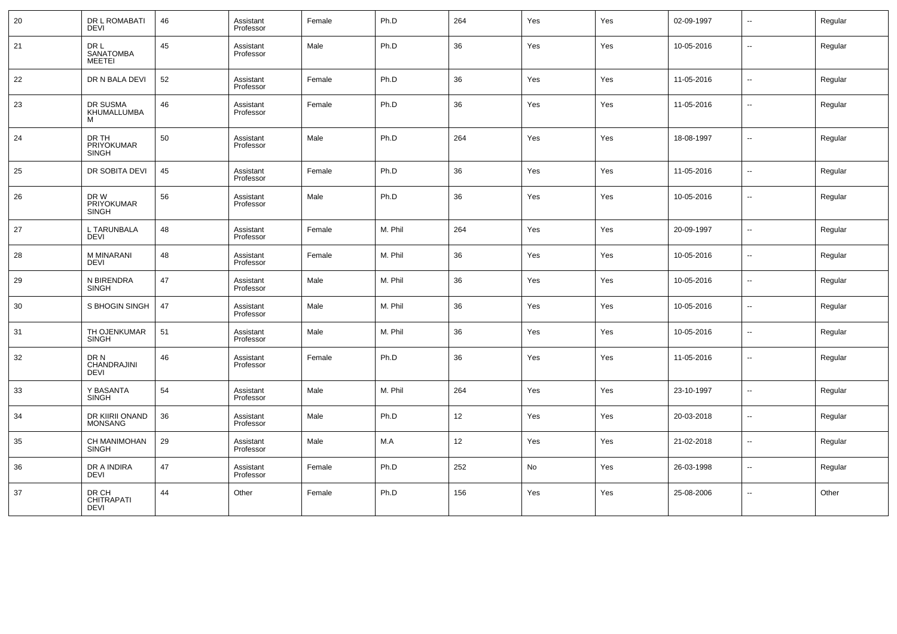| | | | | | | | | | | | |
|---|---|---|---|---|---|---|---|---|---|---|---|
| 20 | DR L ROMABATI DEVI | 46 | Assistant Professor | Female | Ph.D | 264 | Yes | Yes | 02-09-1997 | -- | Regular |
| 21 | DR L SANATOMBA MEETEI | 45 | Assistant Professor | Male | Ph.D | 36 | Yes | Yes | 10-05-2016 | -- | Regular |
| 22 | DR N BALA DEVI | 52 | Assistant Professor | Female | Ph.D | 36 | Yes | Yes | 11-05-2016 | -- | Regular |
| 23 | DR SUSMA KHUMALLUMBA M | 46 | Assistant Professor | Female | Ph.D | 36 | Yes | Yes | 11-05-2016 | -- | Regular |
| 24 | DR TH PRIYOKUMAR SINGH | 50 | Assistant Professor | Male | Ph.D | 264 | Yes | Yes | 18-08-1997 | -- | Regular |
| 25 | DR SOBITA DEVI | 45 | Assistant Professor | Female | Ph.D | 36 | Yes | Yes | 11-05-2016 | -- | Regular |
| 26 | DR W PRIYOKUMAR SINGH | 56 | Assistant Professor | Male | Ph.D | 36 | Yes | Yes | 10-05-2016 | -- | Regular |
| 27 | L TARUNBALA DEVI | 48 | Assistant Professor | Female | M. Phil | 264 | Yes | Yes | 20-09-1997 | -- | Regular |
| 28 | M MINARANI DEVI | 48 | Assistant Professor | Female | M. Phil | 36 | Yes | Yes | 10-05-2016 | -- | Regular |
| 29 | N BIRENDRA SINGH | 47 | Assistant Professor | Male | M. Phil | 36 | Yes | Yes | 10-05-2016 | -- | Regular |
| 30 | S BHOGIN SINGH | 47 | Assistant Professor | Male | M. Phil | 36 | Yes | Yes | 10-05-2016 | -- | Regular |
| 31 | TH OJENKUMAR SINGH | 51 | Assistant Professor | Male | M. Phil | 36 | Yes | Yes | 10-05-2016 | -- | Regular |
| 32 | DR N CHANDRAJINI DEVI | 46 | Assistant Professor | Female | Ph.D | 36 | Yes | Yes | 11-05-2016 | -- | Regular |
| 33 | Y BASANTA SINGH | 54 | Assistant Professor | Male | M. Phil | 264 | Yes | Yes | 23-10-1997 | -- | Regular |
| 34 | DR KIIRII ONAND MONSANG | 36 | Assistant Professor | Male | Ph.D | 12 | Yes | Yes | 20-03-2018 | -- | Regular |
| 35 | CH MANIMOHAN SINGH | 29 | Assistant Professor | Male | M.A | 12 | Yes | Yes | 21-02-2018 | -- | Regular |
| 36 | DR A INDIRA DEVI | 47 | Assistant Professor | Female | Ph.D | 252 | No | Yes | 26-03-1998 | -- | Regular |
| 37 | DR CH CHITRAPATI DEVI | 44 | Other | Female | Ph.D | 156 | Yes | Yes | 25-08-2006 | -- | Other |